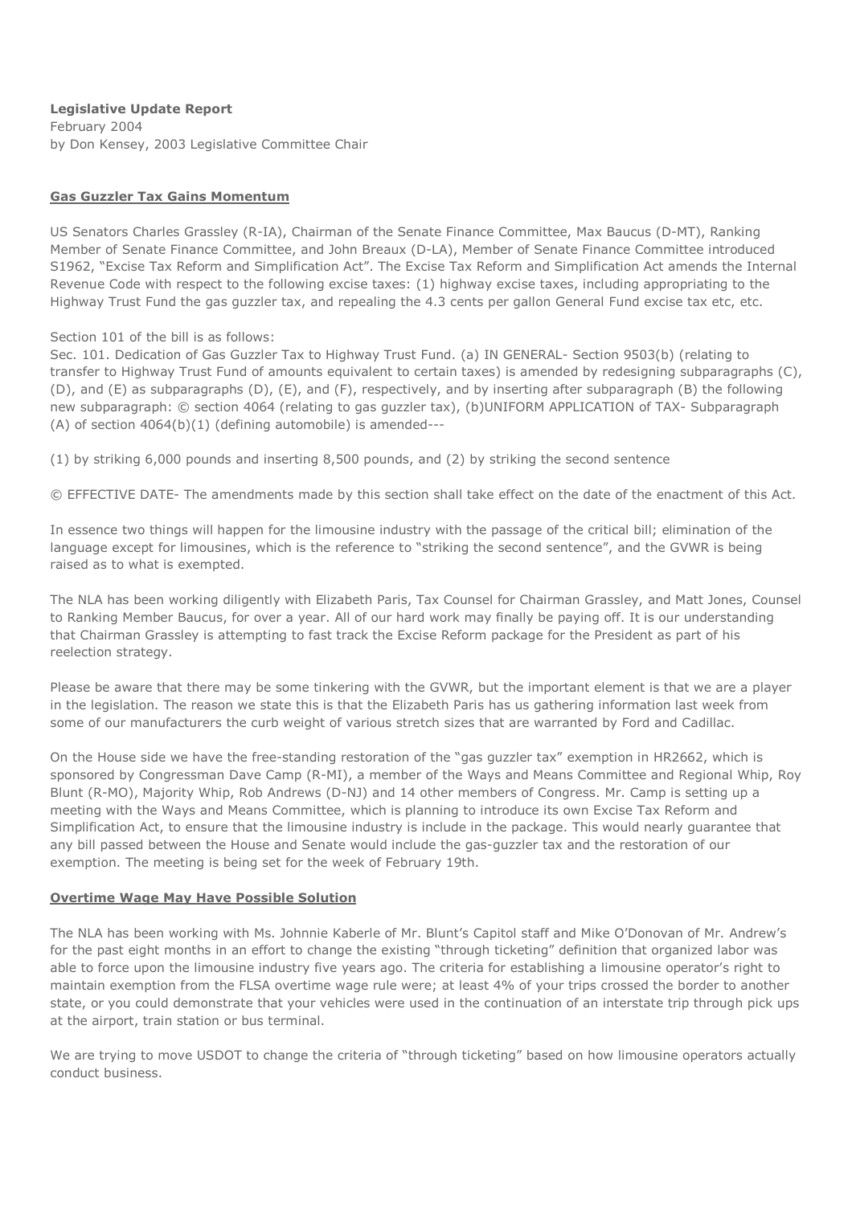**Legislative Update Report**
February 2004
by Don Kensey, 2003 Legislative Committee Chair

## Gas Guzzler Tax Gains Momentum

US Senators Charles Grassley (R-IA), Chairman of the Senate Finance Committee, Max Baucus (D-MT), Ranking Member of Senate Finance Committee, and John Breaux (D-LA), Member of Senate Finance Committee introduced S1962, "Excise Tax Reform and Simplification Act". The Excise Tax Reform and Simplification Act amends the Internal Revenue Code with respect to the following excise taxes: (1) highway excise taxes, including appropriating to the Highway Trust Fund the gas guzzler tax, and repealing the 4.3 cents per gallon General Fund excise tax etc, etc.

Section 101 of the bill is as follows:
Sec. 101. Dedication of Gas Guzzler Tax to Highway Trust Fund. (a) IN GENERAL- Section 9503(b) (relating to transfer to Highway Trust Fund of amounts equivalent to certain taxes) is amended by redesigning subparagraphs (C), (D), and (E) as subparagraphs (D), (E), and (F), respectively, and by inserting after subparagraph (B) the following new subparagraph: © section 4064 (relating to gas guzzler tax), (b)UNIFORM APPLICATION of TAX- Subparagraph (A) of section 4064(b)(1) (defining automobile) is amended---

(1) by striking 6,000 pounds and inserting 8,500 pounds, and (2) by striking the second sentence

© EFFECTIVE DATE- The amendments made by this section shall take effect on the date of the enactment of this Act.

In essence two things will happen for the limousine industry with the passage of the critical bill; elimination of the language except for limousines, which is the reference to "striking the second sentence", and the GVWR is being raised as to what is exempted.

The NLA has been working diligently with Elizabeth Paris, Tax Counsel for Chairman Grassley, and Matt Jones, Counsel to Ranking Member Baucus, for over a year. All of our hard work may finally be paying off. It is our understanding that Chairman Grassley is attempting to fast track the Excise Reform package for the President as part of his reelection strategy.

Please be aware that there may be some tinkering with the GVWR, but the important element is that we are a player in the legislation. The reason we state this is that the Elizabeth Paris has us gathering information last week from some of our manufacturers the curb weight of various stretch sizes that are warranted by Ford and Cadillac.

On the House side we have the free-standing restoration of the "gas guzzler tax" exemption in HR2662, which is sponsored by Congressman Dave Camp (R-MI), a member of the Ways and Means Committee and Regional Whip, Roy Blunt (R-MO), Majority Whip, Rob Andrews (D-NJ) and 14 other members of Congress. Mr. Camp is setting up a meeting with the Ways and Means Committee, which is planning to introduce its own Excise Tax Reform and Simplification Act, to ensure that the limousine industry is include in the package. This would nearly guarantee that any bill passed between the House and Senate would include the gas-guzzler tax and the restoration of our exemption. The meeting is being set for the week of February 19th.

## Overtime Wage May Have Possible Solution

The NLA has been working with Ms. Johnnie Kaberle of Mr. Blunt's Capitol staff and Mike O'Donovan of Mr. Andrew's for the past eight months in an effort to change the existing "through ticketing" definition that organized labor was able to force upon the limousine industry five years ago. The criteria for establishing a limousine operator's right to maintain exemption from the FLSA overtime wage rule were; at least 4% of your trips crossed the border to another state, or you could demonstrate that your vehicles were used in the continuation of an interstate trip through pick ups at the airport, train station or bus terminal.

We are trying to move USDOT to change the criteria of "through ticketing" based on how limousine operators actually conduct business.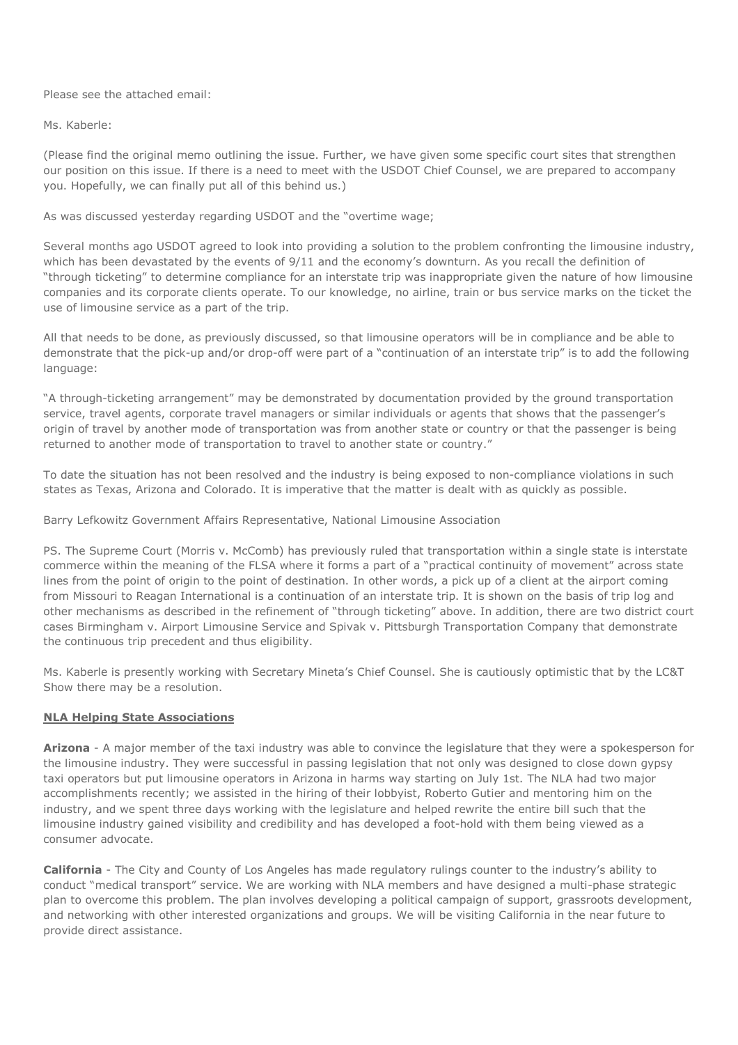Please see the attached email:

Ms. Kaberle:

(Please find the original memo outlining the issue. Further, we have given some specific court sites that strengthen our position on this issue. If there is a need to meet with the USDOT Chief Counsel, we are prepared to accompany you. Hopefully, we can finally put all of this behind us.)

As was discussed yesterday regarding USDOT and the "overtime wage;

Several months ago USDOT agreed to look into providing a solution to the problem confronting the limousine industry, which has been devastated by the events of 9/11 and the economy's downturn. As you recall the definition of "through ticketing" to determine compliance for an interstate trip was inappropriate given the nature of how limousine companies and its corporate clients operate. To our knowledge, no airline, train or bus service marks on the ticket the use of limousine service as a part of the trip.

All that needs to be done, as previously discussed, so that limousine operators will be in compliance and be able to demonstrate that the pick-up and/or drop-off were part of a "continuation of an interstate trip" is to add the following language:

"A through-ticketing arrangement" may be demonstrated by documentation provided by the ground transportation service, travel agents, corporate travel managers or similar individuals or agents that shows that the passenger's origin of travel by another mode of transportation was from another state or country or that the passenger is being returned to another mode of transportation to travel to another state or country."

To date the situation has not been resolved and the industry is being exposed to non-compliance violations in such states as Texas, Arizona and Colorado. It is imperative that the matter is dealt with as quickly as possible.

Barry Lefkowitz Government Affairs Representative, National Limousine Association

PS. The Supreme Court (Morris v. McComb) has previously ruled that transportation within a single state is interstate commerce within the meaning of the FLSA where it forms a part of a "practical continuity of movement" across state lines from the point of origin to the point of destination. In other words, a pick up of a client at the airport coming from Missouri to Reagan International is a continuation of an interstate trip. It is shown on the basis of trip log and other mechanisms as described in the refinement of "through ticketing" above. In addition, there are two district court cases Birmingham v. Airport Limousine Service and Spivak v. Pittsburgh Transportation Company that demonstrate the continuous trip precedent and thus eligibility.

Ms. Kaberle is presently working with Secretary Mineta's Chief Counsel. She is cautiously optimistic that by the LC&T Show there may be a resolution.

## NLA Helping State Associations

**Arizona** - A major member of the taxi industry was able to convince the legislature that they were a spokesperson for the limousine industry. They were successful in passing legislation that not only was designed to close down gypsy taxi operators but put limousine operators in Arizona in harms way starting on July 1st. The NLA had two major accomplishments recently; we assisted in the hiring of their lobbyist, Roberto Gutier and mentoring him on the industry, and we spent three days working with the legislature and helped rewrite the entire bill such that the limousine industry gained visibility and credibility and has developed a foot-hold with them being viewed as a consumer advocate.

**California** - The City and County of Los Angeles has made regulatory rulings counter to the industry's ability to conduct "medical transport" service. We are working with NLA members and have designed a multi-phase strategic plan to overcome this problem. The plan involves developing a political campaign of support, grassroots development, and networking with other interested organizations and groups. We will be visiting California in the near future to provide direct assistance.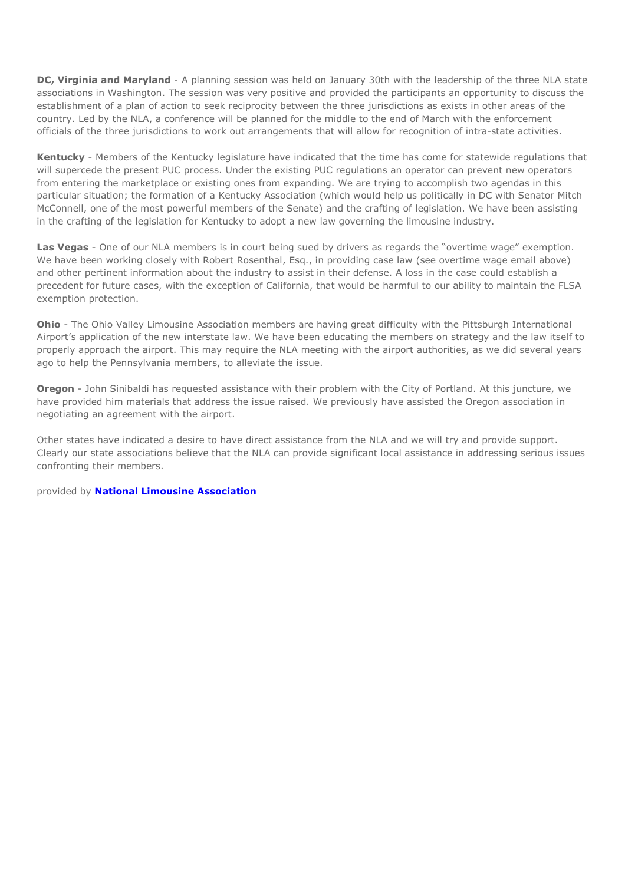**DC, Virginia and Maryland** - A planning session was held on January 30th with the leadership of the three NLA state associations in Washington. The session was very positive and provided the participants an opportunity to discuss the establishment of a plan of action to seek reciprocity between the three jurisdictions as exists in other areas of the country. Led by the NLA, a conference will be planned for the middle to the end of March with the enforcement officials of the three jurisdictions to work out arrangements that will allow for recognition of intra-state activities.

**Kentucky** - Members of the Kentucky legislature have indicated that the time has come for statewide regulations that will supercede the present PUC process. Under the existing PUC regulations an operator can prevent new operators from entering the marketplace or existing ones from expanding. We are trying to accomplish two agendas in this particular situation; the formation of a Kentucky Association (which would help us politically in DC with Senator Mitch McConnell, one of the most powerful members of the Senate) and the crafting of legislation. We have been assisting in the crafting of the legislation for Kentucky to adopt a new law governing the limousine industry.

**Las Vegas** - One of our NLA members is in court being sued by drivers as regards the "overtime wage" exemption. We have been working closely with Robert Rosenthal, Esq., in providing case law (see overtime wage email above) and other pertinent information about the industry to assist in their defense. A loss in the case could establish a precedent for future cases, with the exception of California, that would be harmful to our ability to maintain the FLSA exemption protection.

**Ohio** - The Ohio Valley Limousine Association members are having great difficulty with the Pittsburgh International Airport's application of the new interstate law. We have been educating the members on strategy and the law itself to properly approach the airport. This may require the NLA meeting with the airport authorities, as we did several years ago to help the Pennsylvania members, to alleviate the issue.

**Oregon** - John Sinibaldi has requested assistance with their problem with the City of Portland. At this juncture, we have provided him materials that address the issue raised. We previously have assisted the Oregon association in negotiating an agreement with the airport.

Other states have indicated a desire to have direct assistance from the NLA and we will try and provide support. Clearly our state associations believe that the NLA can provide significant local assistance in addressing serious issues confronting their members.

provided by **National Limousine Association**